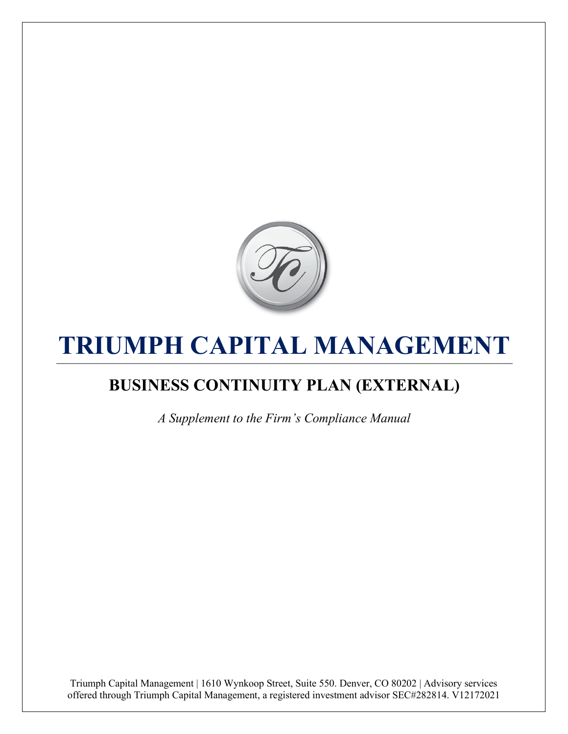# TRIUMPH CAPITAL MANAGEMENT

## BUSINESS CONTINUITY PLAN (EXTERNAL)

*A Supplement to the Firm's Compliance Manual*

Triumph Capital Management | 1610 Wynkoop Street, Suite 550. Denver, CO 80202 | Advisory services offered through Triumph Capital Management, a registered investment advisor SEC#282814. V12172021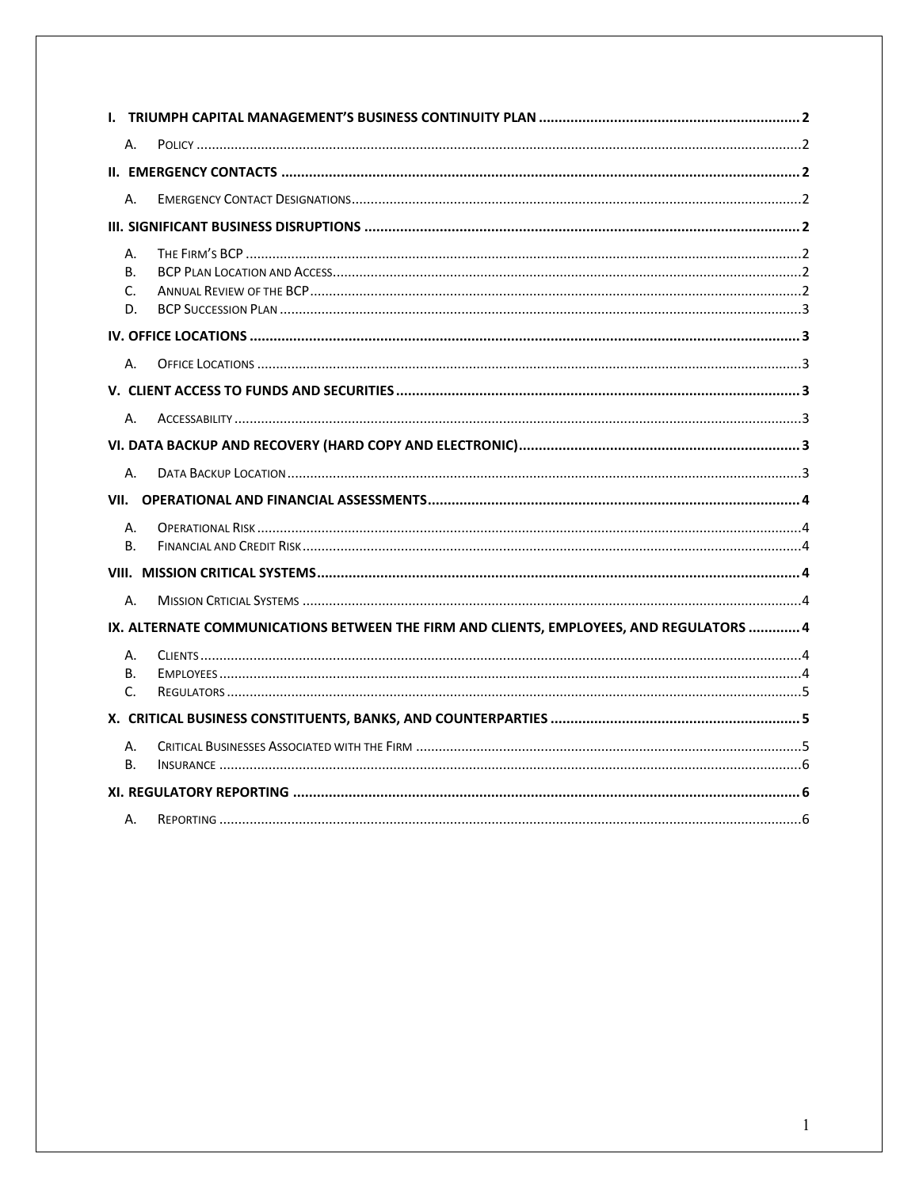- **I. TRIUMPH CAPITAL MANAGEMENT'S BUSINESS CONTINUITY PLAN** .......... 2
  - A. Policy .......... 2
- **II. EMERGENCY CONTACTS** .......... 2
  - A. Emergency Contact Designations .......... 2
- **III. SIGNIFICANT BUSINESS DISRUPTIONS** .......... 2
  - A. The Firm's BCP .......... 2
  - B. BCP Plan Location and Access .......... 2
  - C. Annual Review of the BCP .......... 2
  - D. BCP Succession Plan .......... 3
- **IV. OFFICE LOCATIONS** .......... 3
  - A. Office Locations .......... 3
- **V. CLIENT ACCESS TO FUNDS AND SECURITIES** .......... 3
  - A. Accessability .......... 3
- **VI. DATA BACKUP AND RECOVERY (HARD COPY AND ELECTRONIC)** .......... 3
  - A. Data Backup Location .......... 3
- **VII. OPERATIONAL AND FINANCIAL ASSESSMENTS** .......... 4
  - A. Operational Risk .......... 4
  - B. Financial and Credit Risk .......... 4
- **VIII. MISSION CRITICAL SYSTEMS** .......... 4
  - A. Mission Crticial Systems .......... 4
- **IX. ALTERNATE COMMUNICATIONS BETWEEN THE FIRM AND CLIENTS, EMPLOYEES, AND REGULATORS** .......... 4
  - A. Clients .......... 4
  - B. Employees .......... 4
  - C. Regulators .......... 5
- **X. CRITICAL BUSINESS CONSTITUENTS, BANKS, AND COUNTERPARTIES** .......... 5
  - A. Critical Businesses Associated with the Firm .......... 5
  - B. Insurance .......... 6
- **XI. REGULATORY REPORTING** .......... 6
  - A. Reporting .......... 6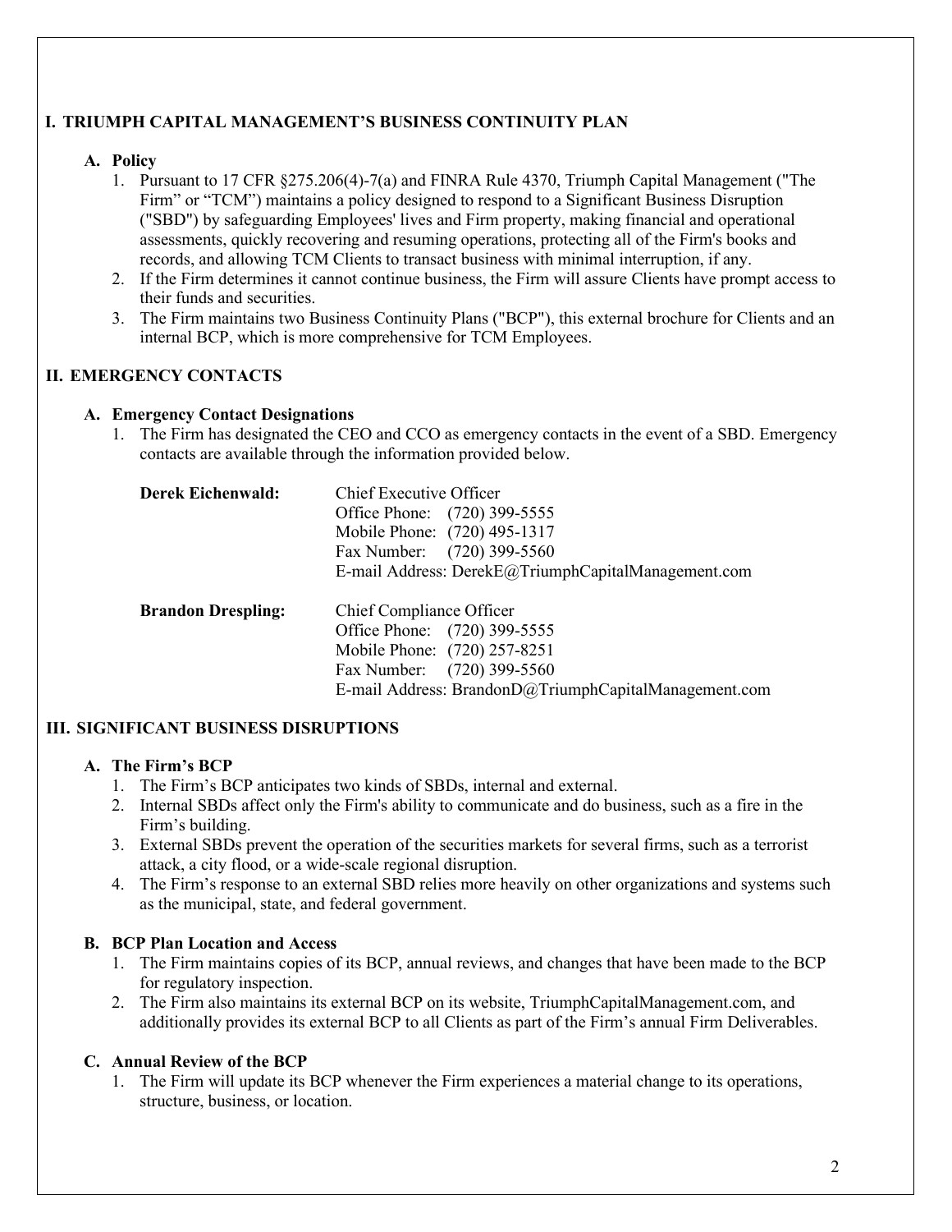## I. TRIUMPH CAPITAL MANAGEMENT'S BUSINESS CONTINUITY PLAN

### A. Policy

1. Pursuant to 17 CFR §275.206(4)-7(a) and FINRA Rule 4370, Triumph Capital Management ("The Firm" or "TCM") maintains a policy designed to respond to a Significant Business Disruption ("SBD") by safeguarding Employees' lives and Firm property, making financial and operational assessments, quickly recovering and resuming operations, protecting all of the Firm's books and records, and allowing TCM Clients to transact business with minimal interruption, if any.
2. If the Firm determines it cannot continue business, the Firm will assure Clients have prompt access to their funds and securities.
3. The Firm maintains two Business Continuity Plans ("BCP"), this external brochure for Clients and an internal BCP, which is more comprehensive for TCM Employees.

## II. EMERGENCY CONTACTS

### A. Emergency Contact Designations

1. The Firm has designated the CEO and CCO as emergency contacts in the event of a SBD. Emergency contacts are available through the information provided below.

**Derek Eichenwald:**
Chief Executive Officer
Office Phone: (720) 399-5555
Mobile Phone: (720) 495-1317
Fax Number: (720) 399-5560
E-mail Address: DerekE@TriumphCapitalManagement.com

**Brandon Drespling:**
Chief Compliance Officer
Office Phone: (720) 399-5555
Mobile Phone: (720) 257-8251
Fax Number: (720) 399-5560
E-mail Address: BrandonD@TriumphCapitalManagement.com

## III. SIGNIFICANT BUSINESS DISRUPTIONS

### A. The Firm's BCP

1. The Firm's BCP anticipates two kinds of SBDs, internal and external.
2. Internal SBDs affect only the Firm's ability to communicate and do business, such as a fire in the Firm's building.
3. External SBDs prevent the operation of the securities markets for several firms, such as a terrorist attack, a city flood, or a wide-scale regional disruption.
4. The Firm's response to an external SBD relies more heavily on other organizations and systems such as the municipal, state, and federal government.

### B. BCP Plan Location and Access

1. The Firm maintains copies of its BCP, annual reviews, and changes that have been made to the BCP for regulatory inspection.
2. The Firm also maintains its external BCP on its website, TriumphCapitalManagement.com, and additionally provides its external BCP to all Clients as part of the Firm's annual Firm Deliverables.

### C. Annual Review of the BCP

1. The Firm will update its BCP whenever the Firm experiences a material change to its operations, structure, business, or location.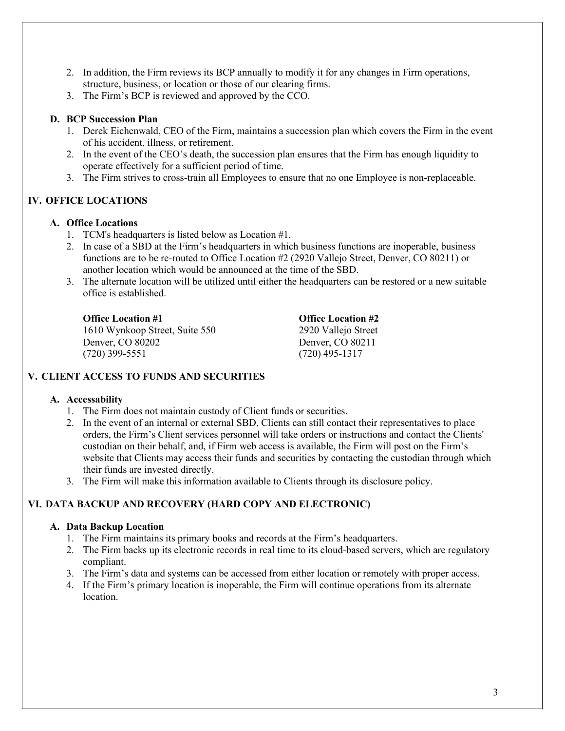2. In addition, the Firm reviews its BCP annually to modify it for any changes in Firm operations, structure, business, or location or those of our clearing firms.
3. The Firm's BCP is reviewed and approved by the CCO.

### D. BCP Succession Plan

1. Derek Eichenwald, CEO of the Firm, maintains a succession plan which covers the Firm in the event of his accident, illness, or retirement.
2. In the event of the CEO's death, the succession plan ensures that the Firm has enough liquidity to operate effectively for a sufficient period of time.
3. The Firm strives to cross-train all Employees to ensure that no one Employee is non-replaceable.

## IV. OFFICE LOCATIONS

### A. Office Locations

1. TCM's headquarters is listed below as Location #1.
2. In case of a SBD at the Firm's headquarters in which business functions are inoperable, business functions are to be re-routed to Office Location #2 (2920 Vallejo Street, Denver, CO 80211) or another location which would be announced at the time of the SBD.
3. The alternate location will be utilized until either the headquarters can be restored or a new suitable office is established.

**Office Location #1**
1610 Wynkoop Street, Suite 550
Denver, CO 80202
(720) 399-5551

**Office Location #2**
2920 Vallejo Street
Denver, CO 80211
(720) 495-1317

## V. CLIENT ACCESS TO FUNDS AND SECURITIES

### A. Accessability

1. The Firm does not maintain custody of Client funds or securities.
2. In the event of an internal or external SBD, Clients can still contact their representatives to place orders, the Firm's Client services personnel will take orders or instructions and contact the Clients' custodian on their behalf, and, if Firm web access is available, the Firm will post on the Firm's website that Clients may access their funds and securities by contacting the custodian through which their funds are invested directly.
3. The Firm will make this information available to Clients through its disclosure policy.

## VI. DATA BACKUP AND RECOVERY (HARD COPY AND ELECTRONIC)

### A. Data Backup Location

1. The Firm maintains its primary books and records at the Firm's headquarters.
2. The Firm backs up its electronic records in real time to its cloud-based servers, which are regulatory compliant.
3. The Firm's data and systems can be accessed from either location or remotely with proper access.
4. If the Firm's primary location is inoperable, the Firm will continue operations from its alternate location.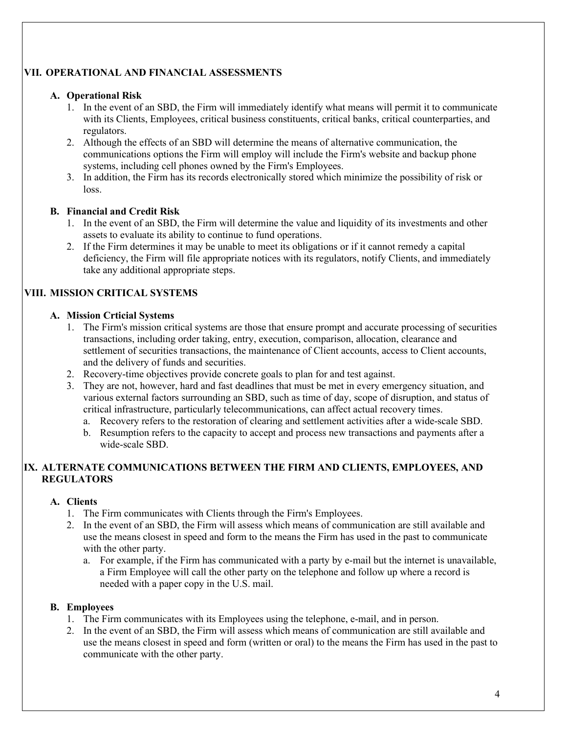## VII. OPERATIONAL AND FINANCIAL ASSESSMENTS

### A. Operational Risk

1. In the event of an SBD, the Firm will immediately identify what means will permit it to communicate with its Clients, Employees, critical business constituents, critical banks, critical counterparties, and regulators.
2. Although the effects of an SBD will determine the means of alternative communication, the communications options the Firm will employ will include the Firm's website and backup phone systems, including cell phones owned by the Firm's Employees.
3. In addition, the Firm has its records electronically stored which minimize the possibility of risk or loss.

### B. Financial and Credit Risk

1. In the event of an SBD, the Firm will determine the value and liquidity of its investments and other assets to evaluate its ability to continue to fund operations.
2. If the Firm determines it may be unable to meet its obligations or if it cannot remedy a capital deficiency, the Firm will file appropriate notices with its regulators, notify Clients, and immediately take any additional appropriate steps.

## VIII. MISSION CRITICAL SYSTEMS

### A. Mission Crticial Systems

1. The Firm's mission critical systems are those that ensure prompt and accurate processing of securities transactions, including order taking, entry, execution, comparison, allocation, clearance and settlement of securities transactions, the maintenance of Client accounts, access to Client accounts, and the delivery of funds and securities.
2. Recovery-time objectives provide concrete goals to plan for and test against.
3. They are not, however, hard and fast deadlines that must be met in every emergency situation, and various external factors surrounding an SBD, such as time of day, scope of disruption, and status of critical infrastructure, particularly telecommunications, can affect actual recovery times.
   a. Recovery refers to the restoration of clearing and settlement activities after a wide-scale SBD.
   b. Resumption refers to the capacity to accept and process new transactions and payments after a wide-scale SBD.

## IX. ALTERNATE COMMUNICATIONS BETWEEN THE FIRM AND CLIENTS, EMPLOYEES, AND REGULATORS

### A. Clients

1. The Firm communicates with Clients through the Firm's Employees.
2. In the event of an SBD, the Firm will assess which means of communication are still available and use the means closest in speed and form to the means the Firm has used in the past to communicate with the other party.
   a. For example, if the Firm has communicated with a party by e-mail but the internet is unavailable, a Firm Employee will call the other party on the telephone and follow up where a record is needed with a paper copy in the U.S. mail.

### B. Employees

1. The Firm communicates with its Employees using the telephone, e-mail, and in person.
2. In the event of an SBD, the Firm will assess which means of communication are still available and use the means closest in speed and form (written or oral) to the means the Firm has used in the past to communicate with the other party.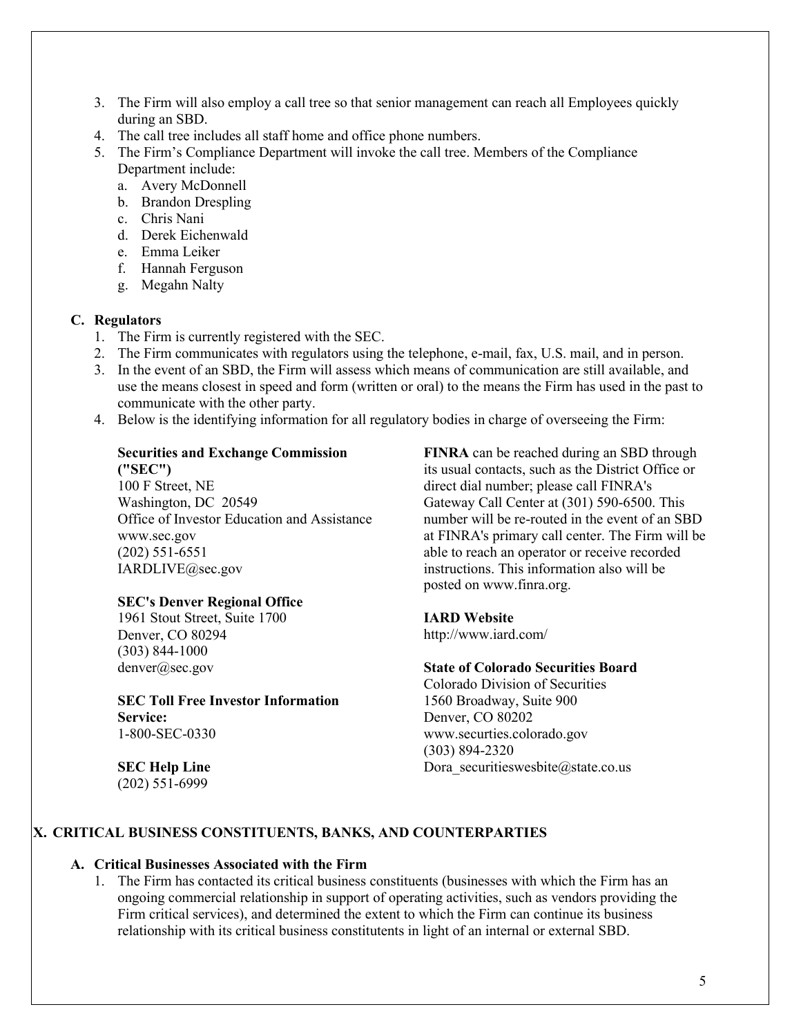3. The Firm will also employ a call tree so that senior management can reach all Employees quickly during an SBD.
4. The call tree includes all staff home and office phone numbers.
5. The Firm's Compliance Department will invoke the call tree. Members of the Compliance Department include:
   a. Avery McDonnell
   b. Brandon Drespling
   c. Chris Nani
   d. Derek Eichenwald
   e. Emma Leiker
   f. Hannah Ferguson
   g. Megahn Nalty

### C. Regulators

1. The Firm is currently registered with the SEC.
2. The Firm communicates with regulators using the telephone, e-mail, fax, U.S. mail, and in person.
3. In the event of an SBD, the Firm will assess which means of communication are still available, and use the means closest in speed and form (written or oral) to the means the Firm has used in the past to communicate with the other party.
4. Below is the identifying information for all regulatory bodies in charge of overseeing the Firm:

**Securities and Exchange Commission ("SEC")**
100 F Street, NE
Washington, DC 20549
Office of Investor Education and Assistance
www.sec.gov
(202) 551-6551
IARDLIVE@sec.gov

**SEC's Denver Regional Office**
1961 Stout Street, Suite 1700
Denver, CO 80294
(303) 844-1000
denver@sec.gov

**SEC Toll Free Investor Information Service:**
1-800-SEC-0330

**SEC Help Line**
(202) 551-6999

**FINRA** can be reached during an SBD through its usual contacts, such as the District Office or direct dial number; please call FINRA's Gateway Call Center at (301) 590-6500. This number will be re-routed in the event of an SBD at FINRA's primary call center. The Firm will be able to reach an operator or receive recorded instructions. This information also will be posted on www.finra.org.

**IARD Website**
http://www.iard.com/

**State of Colorado Securities Board**
Colorado Division of Securities
1560 Broadway, Suite 900
Denver, CO 80202
www.securties.colorado.gov
(303) 894-2320
Dora_securitieswesbite@state.co.us

## X. CRITICAL BUSINESS CONSTITUENTS, BANKS, AND COUNTERPARTIES

### A. Critical Businesses Associated with the Firm

1. The Firm has contacted its critical business constituents (businesses with which the Firm has an ongoing commercial relationship in support of operating activities, such as vendors providing the Firm critical services), and determined the extent to which the Firm can continue its business relationship with its critical business constitutents in light of an internal or external SBD.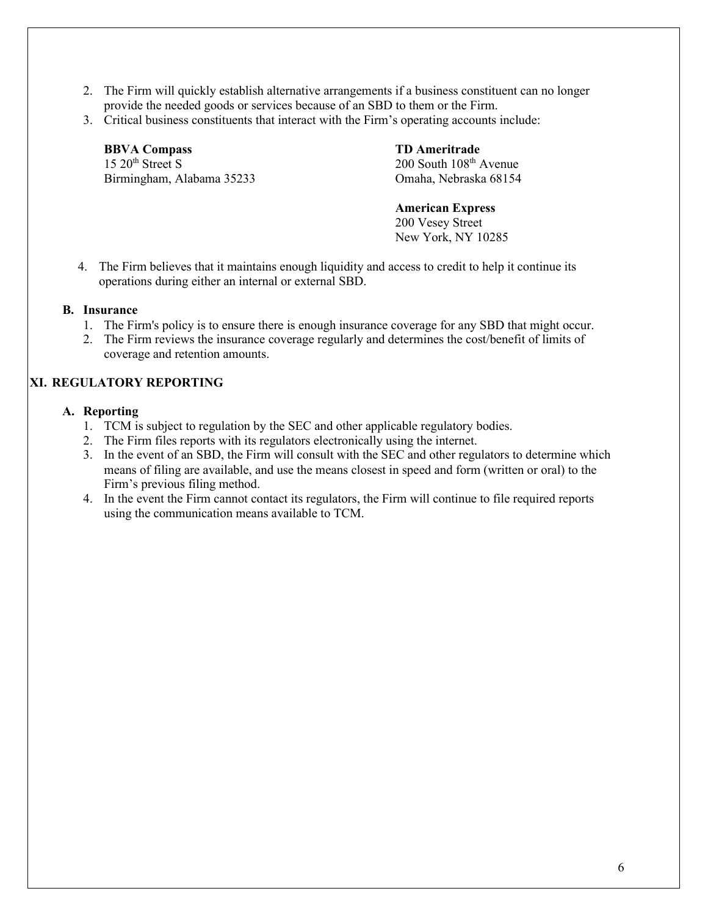2. The Firm will quickly establish alternative arrangements if a business constituent can no longer provide the needed goods or services because of an SBD to them or the Firm.
3. Critical business constituents that interact with the Firm's operating accounts include:

**BBVA Compass**
15 20th Street S
Birmingham, Alabama 35233

**TD Ameritrade**
200 South 108th Avenue
Omaha, Nebraska 68154

**American Express**
200 Vesey Street
New York, NY 10285

4. The Firm believes that it maintains enough liquidity and access to credit to help it continue its operations during either an internal or external SBD.

### B. Insurance

1. The Firm's policy is to ensure there is enough insurance coverage for any SBD that might occur.
2. The Firm reviews the insurance coverage regularly and determines the cost/benefit of limits of coverage and retention amounts.

## XI. REGULATORY REPORTING

### A. Reporting

1. TCM is subject to regulation by the SEC and other applicable regulatory bodies.
2. The Firm files reports with its regulators electronically using the internet.
3. In the event of an SBD, the Firm will consult with the SEC and other regulators to determine which means of filing are available, and use the means closest in speed and form (written or oral) to the Firm's previous filing method.
4. In the event the Firm cannot contact its regulators, the Firm will continue to file required reports using the communication means available to TCM.